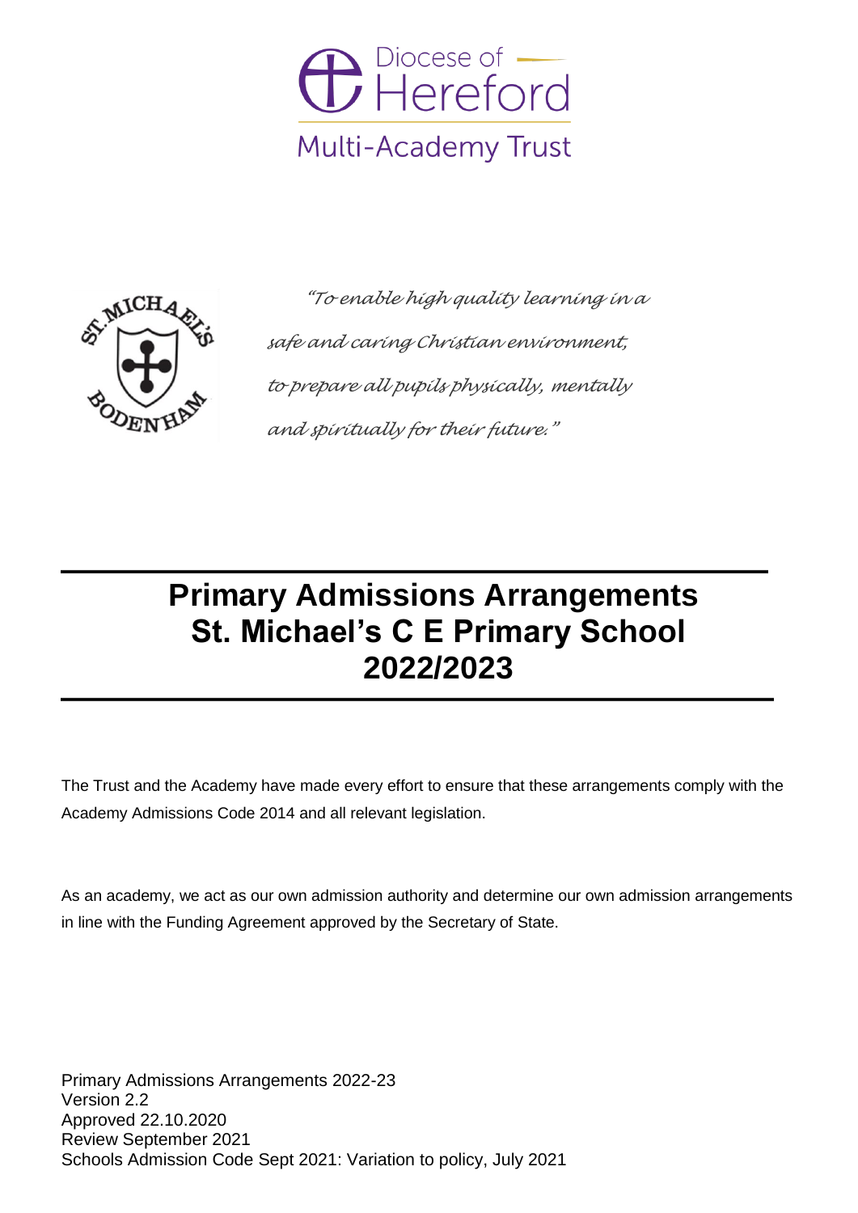Diocese of Hereford

Multi-Academy Trust

*"To enable high quality learning in a safe and caring Christian environment, to prepare all pupils physically, mentally and spiritually for their future."*

# Primary Admissions Arrangements St. Michael's C E Primary School 2022/2023

The Trust and the Academy have made every effort to ensure that these arrangements comply with the Academy Admissions Code 2014 and all relevant legislation.

As an academy, we act as our own admission authority and determine our own admission arrangements in line with the Funding Agreement approved by the Secretary of State.

Primary Admissions Arrangements 2022-23
Version 2.2
Approved 22.10.2020
Review September 2021
Schools Admission Code Sept 2021: Variation to policy, July 2021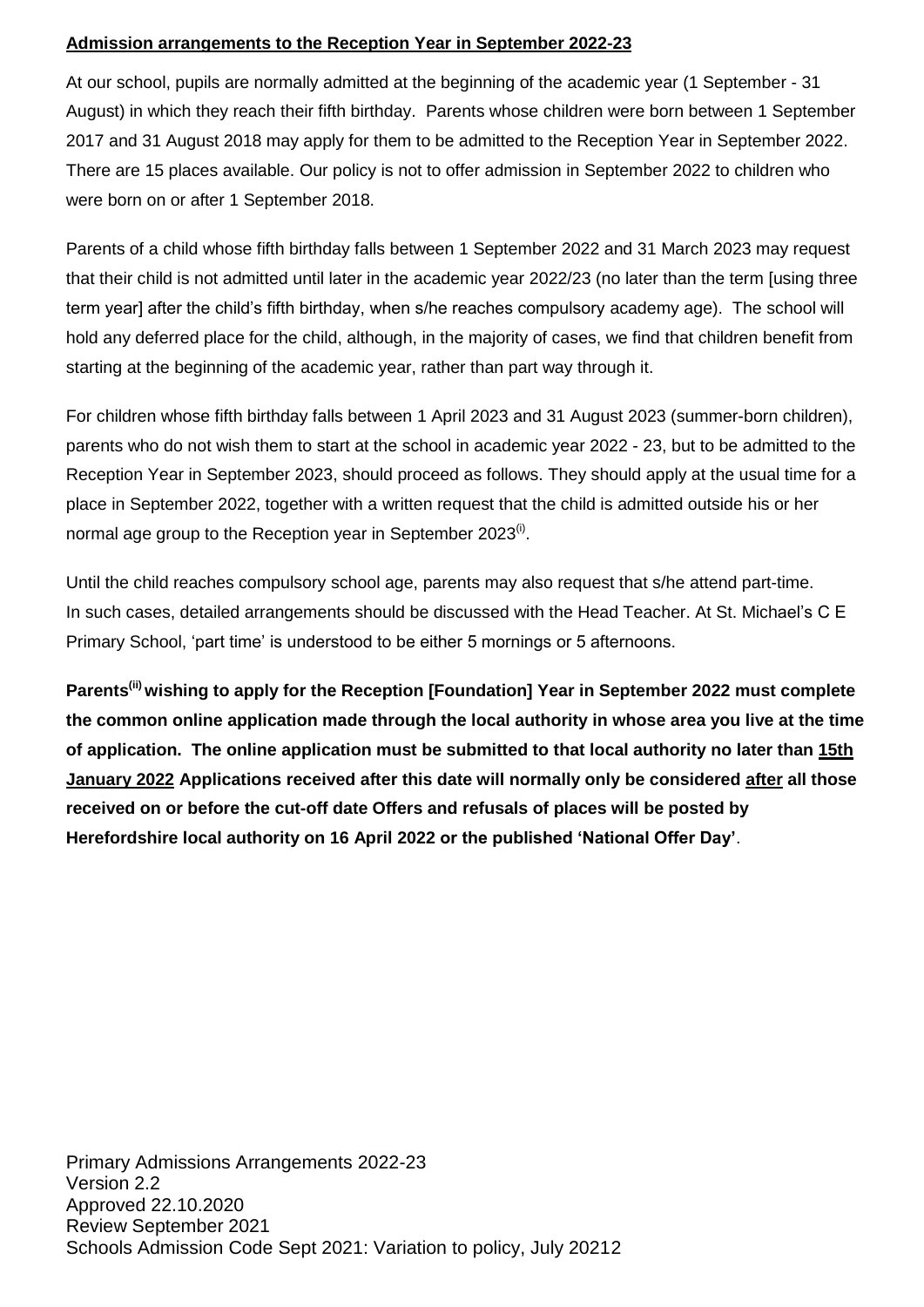**<u>Admission arrangements to the Reception Year in September 2022-23</u>**

At our school, pupils are normally admitted at the beginning of the academic year (1 September - 31 August) in which they reach their fifth birthday. Parents whose children were born between 1 September 2017 and 31 August 2018 may apply for them to be admitted to the Reception Year in September 2022. There are 15 places available. Our policy is not to offer admission in September 2022 to children who were born on or after 1 September 2018.

Parents of a child whose fifth birthday falls between 1 September 2022 and 31 March 2023 may request that their child is not admitted until later in the academic year 2022/23 (no later than the term [using three term year] after the child's fifth birthday, when s/he reaches compulsory academy age). The school will hold any deferred place for the child, although, in the majority of cases, we find that children benefit from starting at the beginning of the academic year, rather than part way through it.

For children whose fifth birthday falls between 1 April 2023 and 31 August 2023 (summer-born children), parents who do not wish them to start at the school in academic year 2022 - 23, but to be admitted to the Reception Year in September 2023, should proceed as follows. They should apply at the usual time for a place in September 2022, together with a written request that the child is admitted outside his or her normal age group to the Reception year in September 2023[i].

Until the child reaches compulsory school age, parents may also request that s/he attend part-time. In such cases, detailed arrangements should be discussed with the Head Teacher. At St. Michael's C E Primary School, 'part time' is understood to be either 5 mornings or 5 afternoons.

**Parents[ii] wishing to apply for the Reception [Foundation] Year in September 2022 must complete the common online application made through the local authority in whose area you live at the time of application. The online application must be submitted to that local authority no later than <u>15th January 2022</u> Applications received after this date will normally only be considered <u>after</u> all those received on or before the cut-off date Offers and refusals of places will be posted by Herefordshire local authority on 16 April 2022 or the published 'National Offer Day'**.

Primary Admissions Arrangements 2022-23
Version 2.2
Approved 22.10.2020
Review September 2021
Schools Admission Code Sept 2021: Variation to policy, July 20212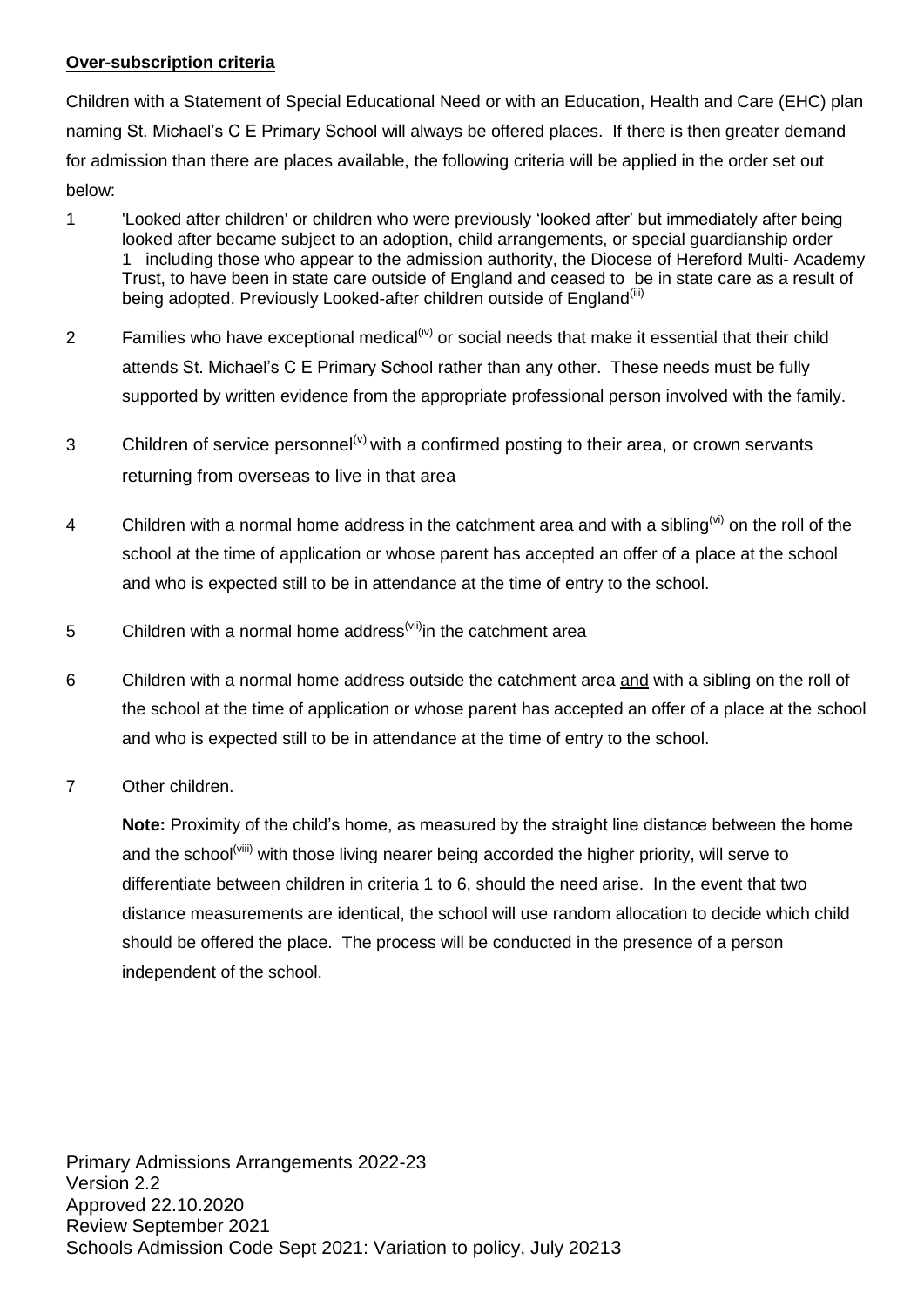**Over-subscription criteria**

Children with a Statement of Special Educational Need or with an Education, Health and Care (EHC) plan naming St. Michael's C E Primary School will always be offered places. If there is then greater demand for admission than there are places available, the following criteria will be applied in the order set out below:

1. 'Looked after children' or children who were previously 'looked after' but immediately after being looked after became subject to an adoption, child arrangements, or special guardianship order 1 including those who appear to the admission authority, the Diocese of Hereford Multi- Academy Trust, to have been in state care outside of England and ceased to be in state care as a result of being adopted. Previously Looked-after children outside of England[(iii)]

2. Families who have exceptional medical[(iv)] or social needs that make it essential that their child attends St. Michael's C E Primary School rather than any other. These needs must be fully supported by written evidence from the appropriate professional person involved with the family.

3. Children of service personnel[(v)] with a confirmed posting to their area, or crown servants returning from overseas to live in that area

4. Children with a normal home address in the catchment area and with a sibling[(vi)] on the roll of the school at the time of application or whose parent has accepted an offer of a place at the school and who is expected still to be in attendance at the time of entry to the school.

5. Children with a normal home address[(vii)] in the catchment area

6. Children with a normal home address outside the catchment area and with a sibling on the roll of the school at the time of application or whose parent has accepted an offer of a place at the school and who is expected still to be in attendance at the time of entry to the school.

7. Other children.

   **Note:** Proximity of the child's home, as measured by the straight line distance between the home and the school[(viii)] with those living nearer being accorded the higher priority, will serve to differentiate between children in criteria 1 to 6, should the need arise. In the event that two distance measurements are identical, the school will use random allocation to decide which child should be offered the place. The process will be conducted in the presence of a person independent of the school.

Primary Admissions Arrangements 2022-23
Version 2.2
Approved 22.10.2020
Review September 2021
Schools Admission Code Sept 2021: Variation to policy, July 20213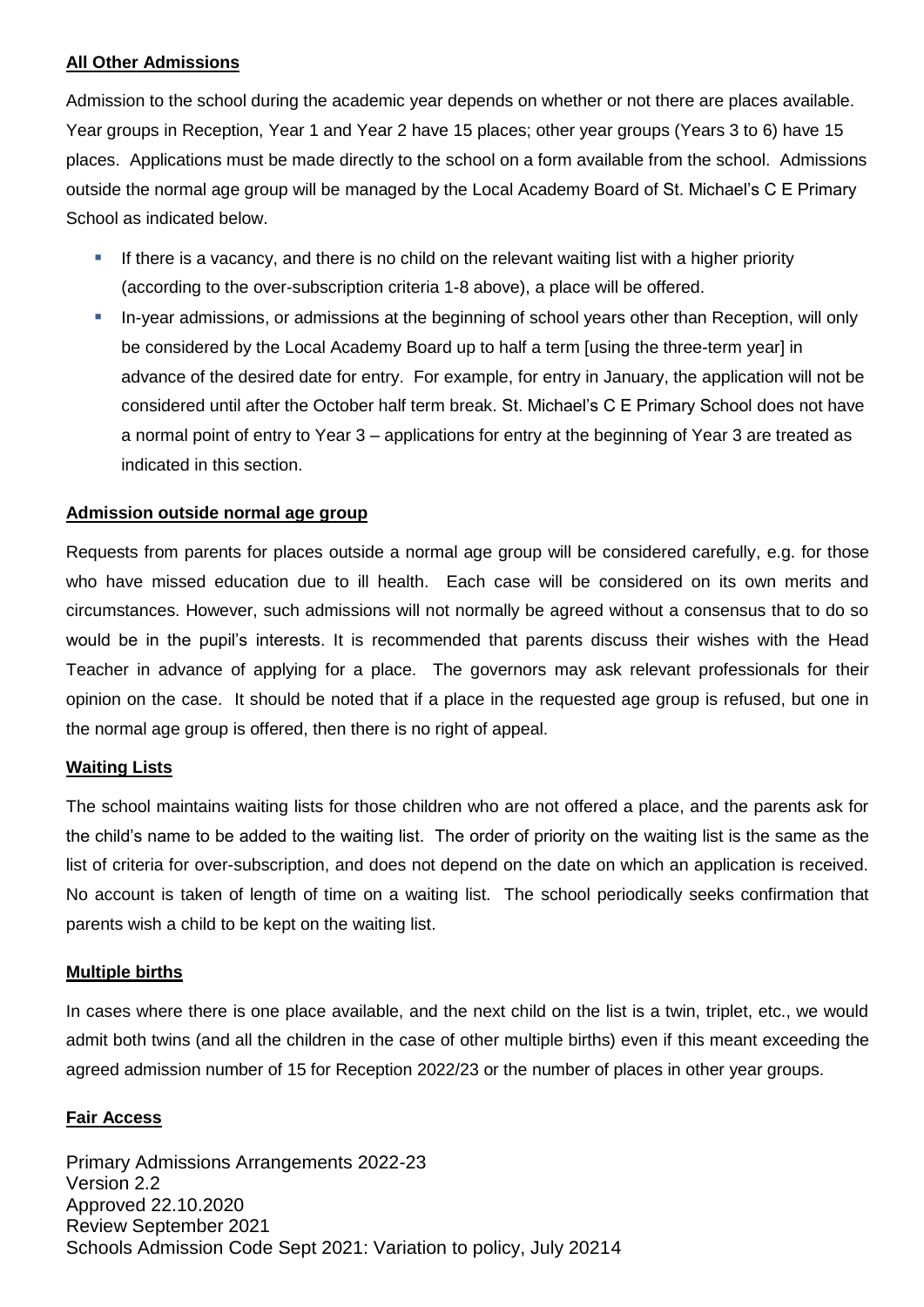**All Other Admissions**

Admission to the school during the academic year depends on whether or not there are places available. Year groups in Reception, Year 1 and Year 2 have 15 places; other year groups (Years 3 to 6) have 15 places. Applications must be made directly to the school on a form available from the school. Admissions outside the normal age group will be managed by the Local Academy Board of St. Michael's C E Primary School as indicated below.

- If there is a vacancy, and there is no child on the relevant waiting list with a higher priority (according to the over-subscription criteria 1-8 above), a place will be offered.
- In-year admissions, or admissions at the beginning of school years other than Reception, will only be considered by the Local Academy Board up to half a term [using the three-term year] in advance of the desired date for entry. For example, for entry in January, the application will not be considered until after the October half term break. St. Michael's C E Primary School does not have a normal point of entry to Year 3 – applications for entry at the beginning of Year 3 are treated as indicated in this section.

**Admission outside normal age group**

Requests from parents for places outside a normal age group will be considered carefully, e.g. for those who have missed education due to ill health. Each case will be considered on its own merits and circumstances. However, such admissions will not normally be agreed without a consensus that to do so would be in the pupil's interests. It is recommended that parents discuss their wishes with the Head Teacher in advance of applying for a place. The governors may ask relevant professionals for their opinion on the case. It should be noted that if a place in the requested age group is refused, but one in the normal age group is offered, then there is no right of appeal.

**Waiting Lists**

The school maintains waiting lists for those children who are not offered a place, and the parents ask for the child's name to be added to the waiting list. The order of priority on the waiting list is the same as the list of criteria for over-subscription, and does not depend on the date on which an application is received. No account is taken of length of time on a waiting list. The school periodically seeks confirmation that parents wish a child to be kept on the waiting list.

**Multiple births**

In cases where there is one place available, and the next child on the list is a twin, triplet, etc., we would admit both twins (and all the children in the case of other multiple births) even if this meant exceeding the agreed admission number of 15 for Reception 2022/23 or the number of places in other year groups.

**Fair Access**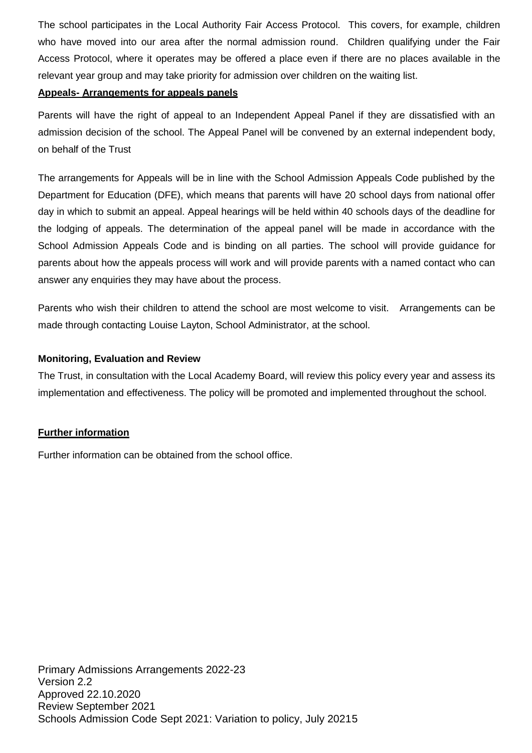The school participates in the Local Authority Fair Access Protocol. This covers, for example, children who have moved into our area after the normal admission round. Children qualifying under the Fair Access Protocol, where it operates may be offered a place even if there are no places available in the relevant year group and may take priority for admission over children on the waiting list.

**Appeals- Arrangements for appeals panels**

Parents will have the right of appeal to an Independent Appeal Panel if they are dissatisfied with an admission decision of the school. The Appeal Panel will be convened by an external independent body, on behalf of the Trust

The arrangements for Appeals will be in line with the School Admission Appeals Code published by the Department for Education (DFE), which means that parents will have 20 school days from national offer day in which to submit an appeal. Appeal hearings will be held within 40 schools days of the deadline for the lodging of appeals. The determination of the appeal panel will be made in accordance with the School Admission Appeals Code and is binding on all parties. The school will provide guidance for parents about how the appeals process will work and will provide parents with a named contact who can answer any enquiries they may have about the process.

Parents who wish their children to attend the school are most welcome to visit. Arrangements can be made through contacting Louise Layton, School Administrator, at the school.

**Monitoring, Evaluation and Review**

The Trust, in consultation with the Local Academy Board, will review this policy every year and assess its implementation and effectiveness. The policy will be promoted and implemented throughout the school.

**Further information**

Further information can be obtained from the school office.

Primary Admissions Arrangements 2022-23
Version 2.2
Approved 22.10.2020
Review September 2021
Schools Admission Code Sept 2021: Variation to policy, July 2021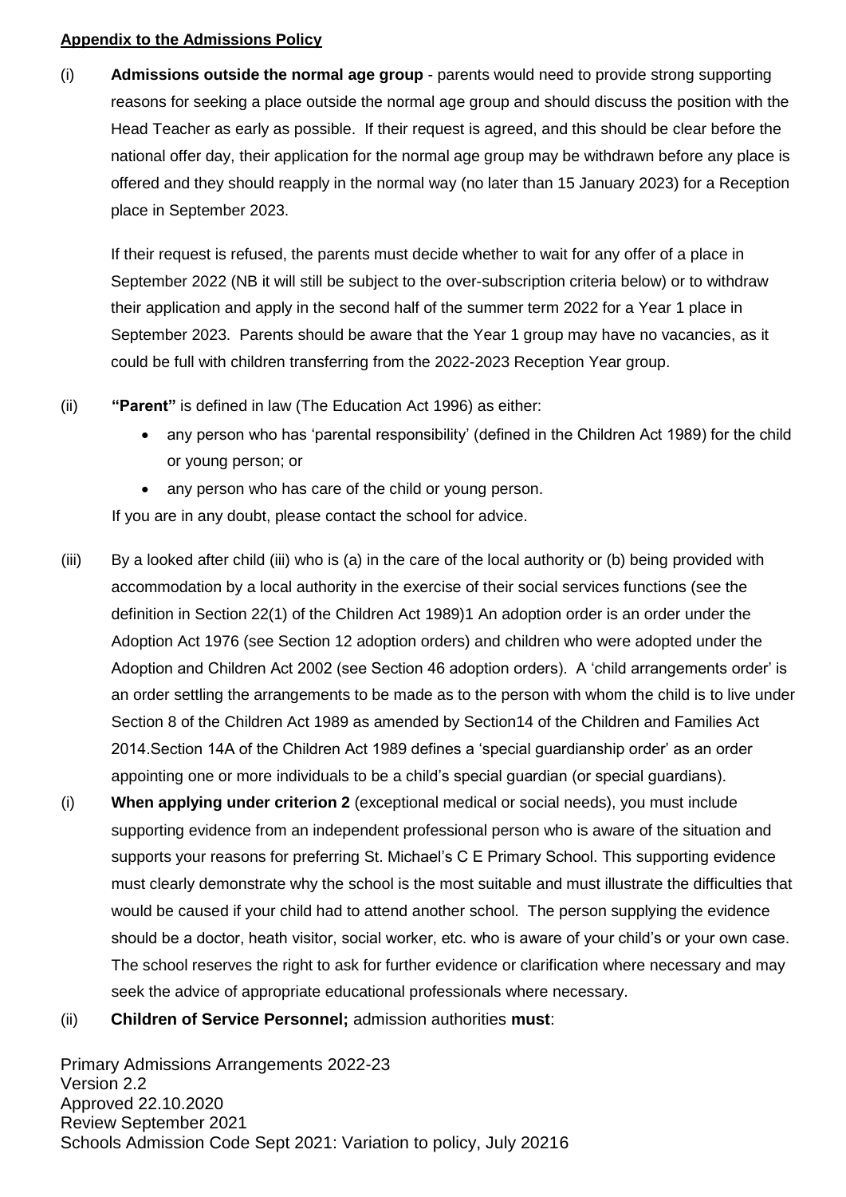**Appendix to the Admissions Policy**

(i) **Admissions outside the normal age group** - parents would need to provide strong supporting reasons for seeking a place outside the normal age group and should discuss the position with the Head Teacher as early as possible. If their request is agreed, and this should be clear before the national offer day, their application for the normal age group may be withdrawn before any place is offered and they should reapply in the normal way (no later than 15 January 2023) for a Reception place in September 2023.

If their request is refused, the parents must decide whether to wait for any offer of a place in September 2022 (NB it will still be subject to the over-subscription criteria below) or to withdraw their application and apply in the second half of the summer term 2022 for a Year 1 place in September 2023. Parents should be aware that the Year 1 group may have no vacancies, as it could be full with children transferring from the 2022-2023 Reception Year group.

(ii) **"Parent"** is defined in law (The Education Act 1996) as either:

- any person who has 'parental responsibility' (defined in the Children Act 1989) for the child or young person; or
- any person who has care of the child or young person.

If you are in any doubt, please contact the school for advice.

(iii) By a looked after child (iii) who is (a) in the care of the local authority or (b) being provided with accommodation by a local authority in the exercise of their social services functions (see the definition in Section 22(1) of the Children Act 1989)1 An adoption order is an order under the Adoption Act 1976 (see Section 12 adoption orders) and children who were adopted under the Adoption and Children Act 2002 (see Section 46 adoption orders). A 'child arrangements order' is an order settling the arrangements to be made as to the person with whom the child is to live under Section 8 of the Children Act 1989 as amended by Section14 of the Children and Families Act 2014.Section 14A of the Children Act 1989 defines a 'special guardianship order' as an order appointing one or more individuals to be a child's special guardian (or special guardians).

(i) **When applying under criterion 2** (exceptional medical or social needs), you must include supporting evidence from an independent professional person who is aware of the situation and supports your reasons for preferring St. Michael's C E Primary School. This supporting evidence must clearly demonstrate why the school is the most suitable and must illustrate the difficulties that would be caused if your child had to attend another school. The person supplying the evidence should be a doctor, heath visitor, social worker, etc. who is aware of your child's or your own case. The school reserves the right to ask for further evidence or clarification where necessary and may seek the advice of appropriate educational professionals where necessary.

(ii) **Children of Service Personnel;** admission authorities **must**: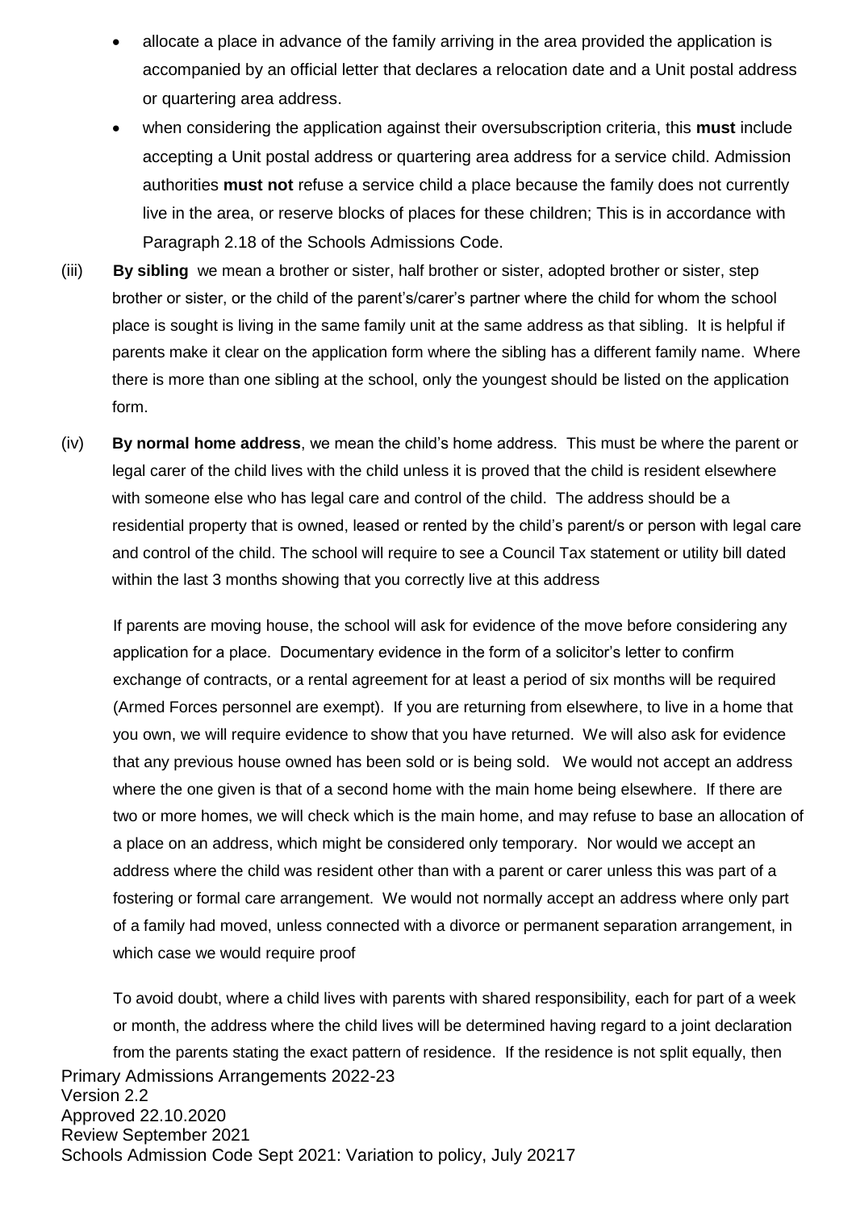- allocate a place in advance of the family arriving in the area provided the application is accompanied by an official letter that declares a relocation date and a Unit postal address or quartering area address.
- when considering the application against their oversubscription criteria, this **must** include accepting a Unit postal address or quartering area address for a service child. Admission authorities **must not** refuse a service child a place because the family does not currently live in the area, or reserve blocks of places for these children; This is in accordance with Paragraph 2.18 of the Schools Admissions Code.

(iii) **By sibling** we mean a brother or sister, half brother or sister, adopted brother or sister, step brother or sister, or the child of the parent's/carer's partner where the child for whom the school place is sought is living in the same family unit at the same address as that sibling. It is helpful if parents make it clear on the application form where the sibling has a different family name. Where there is more than one sibling at the school, only the youngest should be listed on the application form.

(iv) **By normal home address**, we mean the child's home address. This must be where the parent or legal carer of the child lives with the child unless it is proved that the child is resident elsewhere with someone else who has legal care and control of the child. The address should be a residential property that is owned, leased or rented by the child's parent/s or person with legal care and control of the child. The school will require to see a Council Tax statement or utility bill dated within the last 3 months showing that you correctly live at this address

If parents are moving house, the school will ask for evidence of the move before considering any application for a place. Documentary evidence in the form of a solicitor's letter to confirm exchange of contracts, or a rental agreement for at least a period of six months will be required (Armed Forces personnel are exempt). If you are returning from elsewhere, to live in a home that you own, we will require evidence to show that you have returned. We will also ask for evidence that any previous house owned has been sold or is being sold. We would not accept an address where the one given is that of a second home with the main home being elsewhere. If there are two or more homes, we will check which is the main home, and may refuse to base an allocation of a place on an address, which might be considered only temporary. Nor would we accept an address where the child was resident other than with a parent or carer unless this was part of a fostering or formal care arrangement. We would not normally accept an address where only part of a family had moved, unless connected with a divorce or permanent separation arrangement, in which case we would require proof

To avoid doubt, where a child lives with parents with shared responsibility, each for part of a week or month, the address where the child lives will be determined having regard to a joint declaration from the parents stating the exact pattern of residence. If the residence is not split equally, then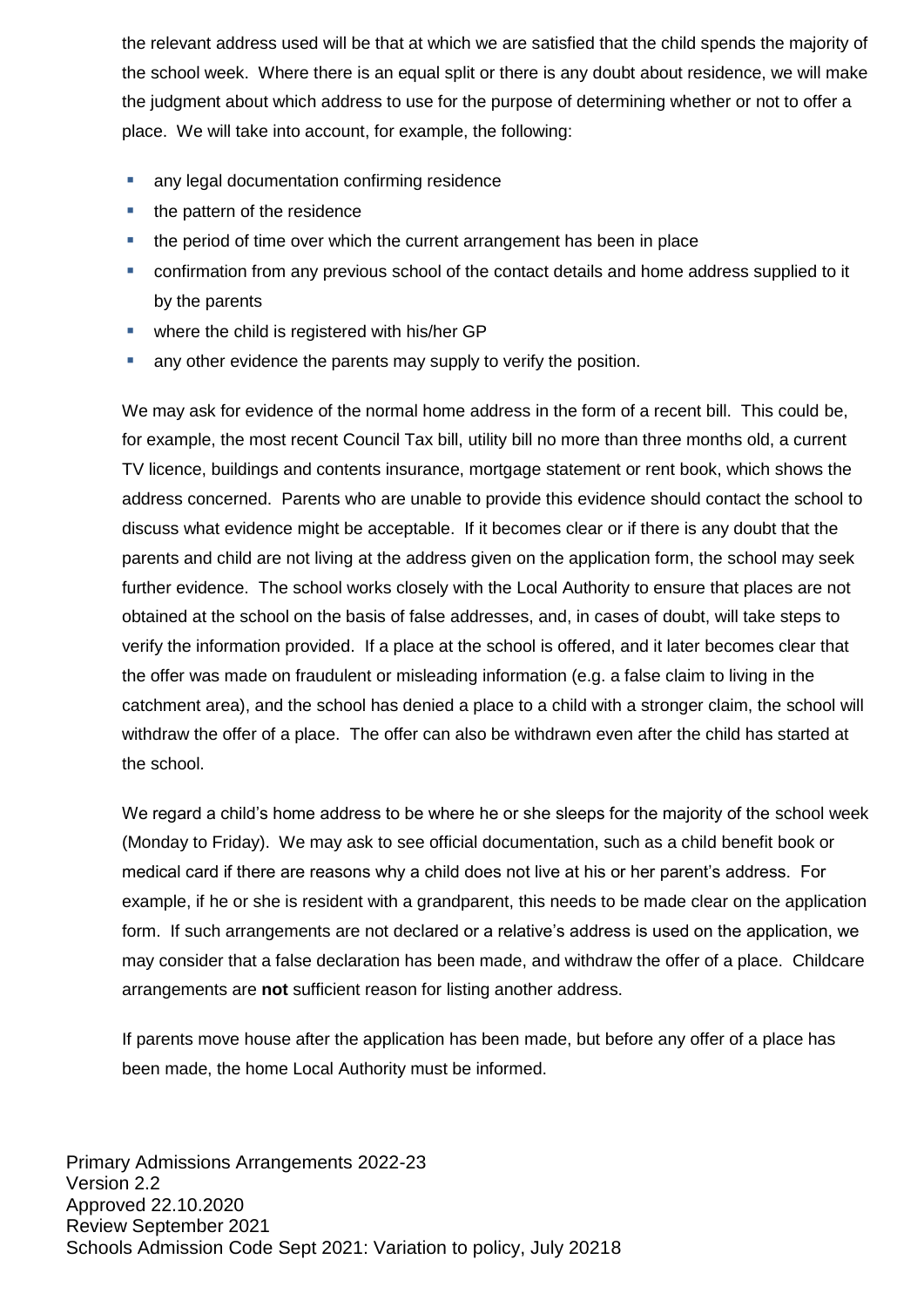the relevant address used will be that at which we are satisfied that the child spends the majority of the school week. Where there is an equal split or there is any doubt about residence, we will make the judgment about which address to use for the purpose of determining whether or not to offer a place. We will take into account, for example, the following:

- any legal documentation confirming residence
- the pattern of the residence
- the period of time over which the current arrangement has been in place
- confirmation from any previous school of the contact details and home address supplied to it by the parents
- where the child is registered with his/her GP
- any other evidence the parents may supply to verify the position.

We may ask for evidence of the normal home address in the form of a recent bill. This could be, for example, the most recent Council Tax bill, utility bill no more than three months old, a current TV licence, buildings and contents insurance, mortgage statement or rent book, which shows the address concerned. Parents who are unable to provide this evidence should contact the school to discuss what evidence might be acceptable. If it becomes clear or if there is any doubt that the parents and child are not living at the address given on the application form, the school may seek further evidence. The school works closely with the Local Authority to ensure that places are not obtained at the school on the basis of false addresses, and, in cases of doubt, will take steps to verify the information provided. If a place at the school is offered, and it later becomes clear that the offer was made on fraudulent or misleading information (e.g. a false claim to living in the catchment area), and the school has denied a place to a child with a stronger claim, the school will withdraw the offer of a place. The offer can also be withdrawn even after the child has started at the school.

We regard a child's home address to be where he or she sleeps for the majority of the school week (Monday to Friday). We may ask to see official documentation, such as a child benefit book or medical card if there are reasons why a child does not live at his or her parent's address. For example, if he or she is resident with a grandparent, this needs to be made clear on the application form. If such arrangements are not declared or a relative's address is used on the application, we may consider that a false declaration has been made, and withdraw the offer of a place. Childcare arrangements are **not** sufficient reason for listing another address.

If parents move house after the application has been made, but before any offer of a place has been made, the home Local Authority must be informed.

Primary Admissions Arrangements 2022-23
Version 2.2
Approved 22.10.2020
Review September 2021
Schools Admission Code Sept 2021: Variation to policy, July 2021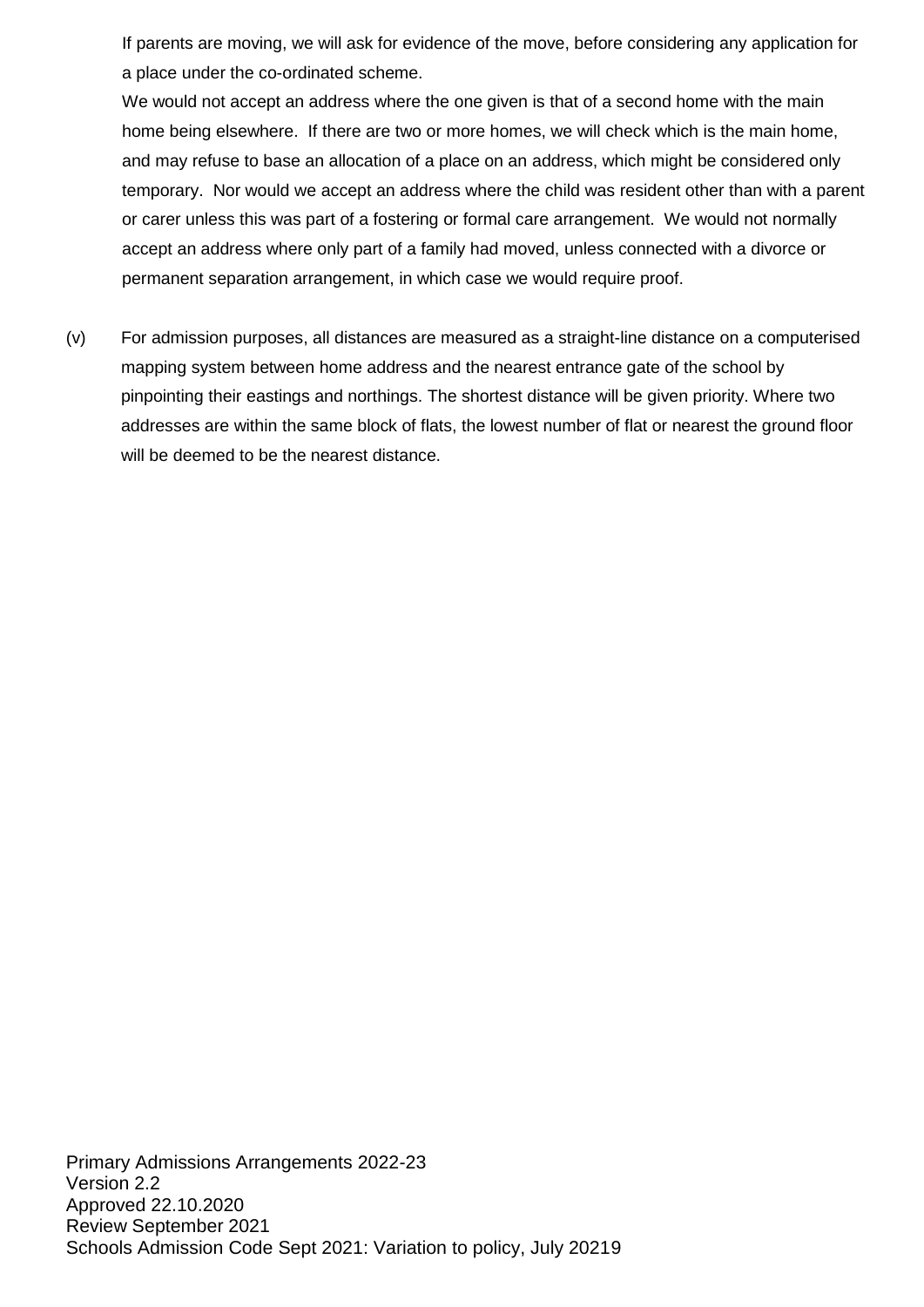If parents are moving, we will ask for evidence of the move, before considering any application for a place under the co-ordinated scheme.

We would not accept an address where the one given is that of a second home with the main home being elsewhere. If there are two or more homes, we will check which is the main home, and may refuse to base an allocation of a place on an address, which might be considered only temporary. Nor would we accept an address where the child was resident other than with a parent or carer unless this was part of a fostering or formal care arrangement. We would not normally accept an address where only part of a family had moved, unless connected with a divorce or permanent separation arrangement, in which case we would require proof.

(v) For admission purposes, all distances are measured as a straight-line distance on a computerised mapping system between home address and the nearest entrance gate of the school by pinpointing their eastings and northings. The shortest distance will be given priority. Where two addresses are within the same block of flats, the lowest number of flat or nearest the ground floor will be deemed to be the nearest distance.